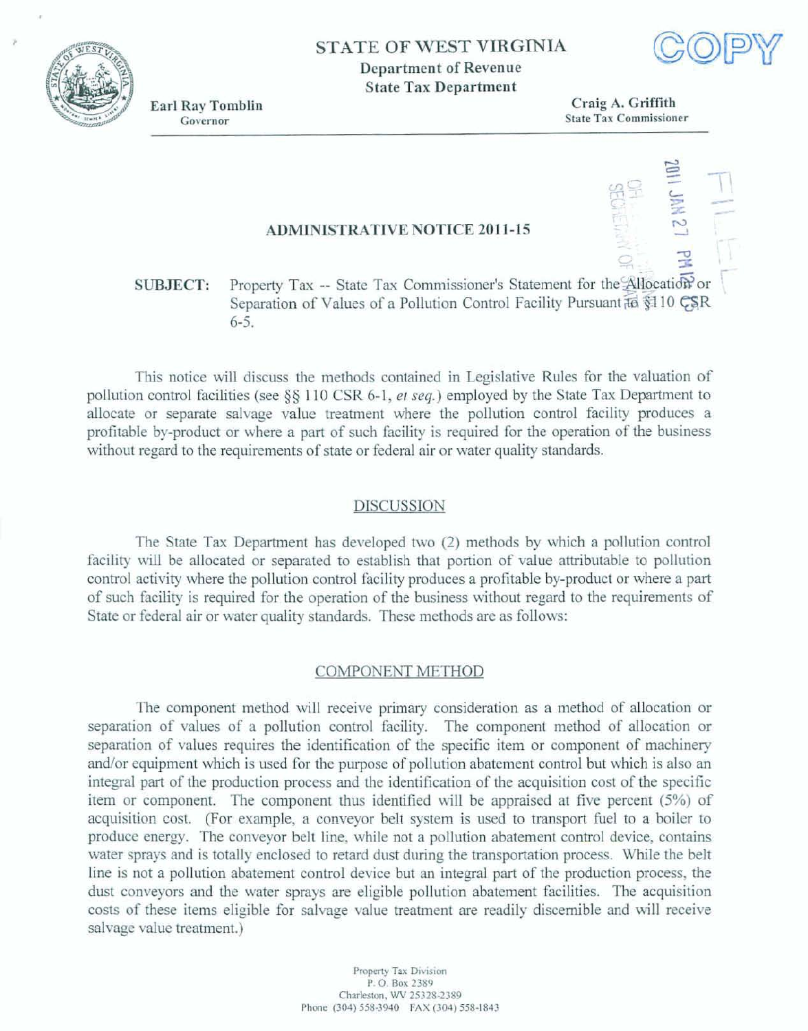STATE OF WEST VIRGINIA

Department of Revenue

State Tax Department

COPY

Earl Ray Tomblin
Governor

Craig A. Griffith
State Tax Commissioner

2011 JAN 27 PM 12:03

FILED

OFFICE OF SECRETARY OF STATE

## ADMINISTRATIVE NOTICE 2011-15

**SUBJECT:** Property Tax -- State Tax Commissioner's Statement for the Allocation or Separation of Values of a Pollution Control Facility Pursuant to §110 CSR 6-5.

This notice will discuss the methods contained in Legislative Rules for the valuation of pollution control facilities (see §§ 110 CSR 6-1, *et seq.*) employed by the State Tax Department to allocate or separate salvage value treatment where the pollution control facility produces a profitable by-product or where a part of such facility is required for the operation of the business without regard to the requirements of state or federal air or water quality standards.

### DISCUSSION

The State Tax Department has developed two (2) methods by which a pollution control facility will be allocated or separated to establish that portion of value attributable to pollution control activity where the pollution control facility produces a profitable by-product or where a part of such facility is required for the operation of the business without regard to the requirements of State or federal air or water quality standards. These methods are as follows:

### COMPONENT METHOD

The component method will receive primary consideration as a method of allocation or separation of values of a pollution control facility. The component method of allocation or separation of values requires the identification of the specific item or component of machinery and/or equipment which is used for the purpose of pollution abatement control but which is also an integral part of the production process and the identification of the acquisition cost of the specific item or component. The component thus identified will be appraised at five percent (5%) of acquisition cost. (For example, a conveyor belt system is used to transport fuel to a boiler to produce energy. The conveyor belt line, while not a pollution abatement control device, contains water sprays and is totally enclosed to retard dust during the transportation process. While the belt line is not a pollution abatement control device but an integral part of the production process, the dust conveyors and the water sprays are eligible pollution abatement facilities. The acquisition costs of these items eligible for salvage value treatment are readily discernible and will receive salvage value treatment.)

Property Tax Division
P. O. Box 2389
Charleston, WV 25328-2389
Phone (304) 558-3940 FAX (304) 558-1843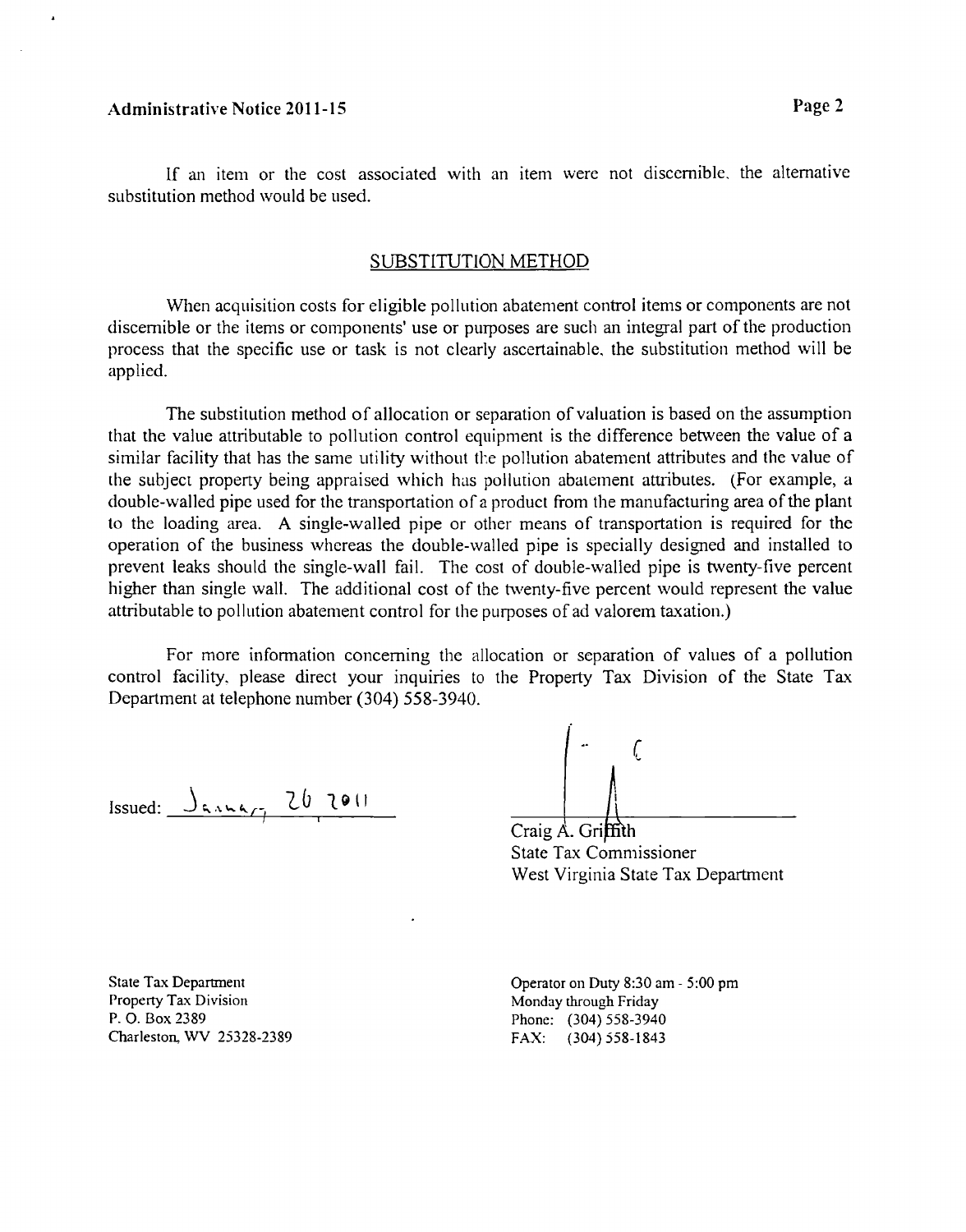If an item or the cost associated with an item were not discernible, the alternative substitution method would be used.

## SUBSTITUTION METHOD

When acquisition costs for eligible pollution abatement control items or components are not discernible or the items or components' use or purposes are such an integral part of the production process that the specific use or task is not clearly ascertainable, the substitution method will be applied.

The substitution method of allocation or separation of valuation is based on the assumption that the value attributable to pollution control equipment is the difference between the value of a similar facility that has the same utility without the pollution abatement attributes and the value of the subject property being appraised which has pollution abatement attributes. (For example, a double-walled pipe used for the transportation of a product from the manufacturing area of the plant to the loading area. A single-walled pipe or other means of transportation is required for the operation of the business whereas the double-walled pipe is specially designed and installed to prevent leaks should the single-wall fail. The cost of double-walled pipe is twenty-five percent higher than single wall. The additional cost of the twenty-five percent would represent the value attributable to pollution abatement control for the purposes of ad valorem taxation.)

For more information concerning the allocation or separation of values of a pollution control facility, please direct your inquiries to the Property Tax Division of the State Tax Department at telephone number (304) 558-3940.

Issued: January 26 2011

Craig A. Griffith
State Tax Commissioner
West Virginia State Tax Department

State Tax Department
Property Tax Division
P. O. Box 2389
Charleston, WV 25328-2389

Operator on Duty 8:30 am - 5:00 pm
Monday through Friday
Phone: (304) 558-3940
FAX: (304) 558-1843